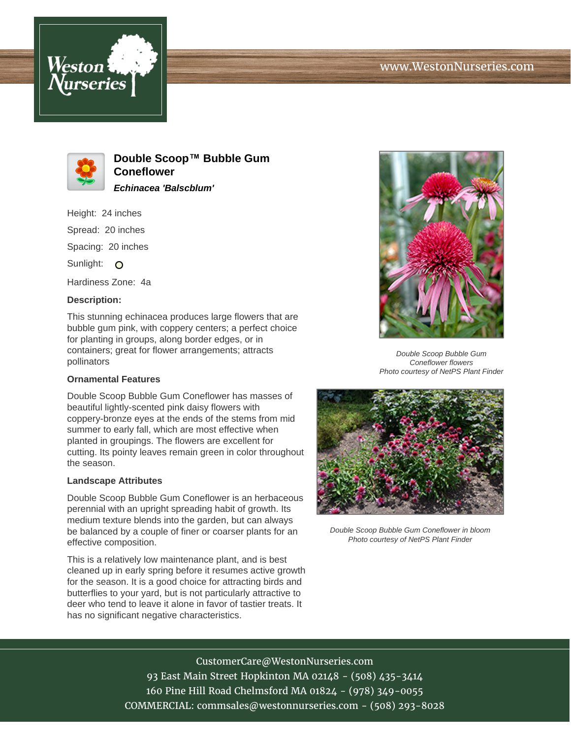# Double Scoop™ Bubble Gum Coneflower

***Echinacea 'Balscblum'***

Height: 24 inches

Spread: 20 inches

Spacing: 20 inches

Sunlight:

Hardiness Zone: 4a

**Description:**

This stunning echinacea produces large flowers that are bubble gum pink, with coppery centers; a perfect choice for planting in groups, along border edges, or in containers; great for flower arrangements; attracts pollinators

### Ornamental Features

Double Scoop Bubble Gum Coneflower has masses of beautiful lightly-scented pink daisy flowers with coppery-bronze eyes at the ends of the stems from mid summer to early fall, which are most effective when planted in groupings. The flowers are excellent for cutting. Its pointy leaves remain green in color throughout the season.

### Landscape Attributes

Double Scoop Bubble Gum Coneflower is an herbaceous perennial with an upright spreading habit of growth. Its medium texture blends into the garden, but can always be balanced by a couple of finer or coarser plants for an effective composition.

This is a relatively low maintenance plant, and is best cleaned up in early spring before it resumes active growth for the season. It is a good choice for attracting birds and butterflies to your yard, but is not particularly attractive to deer who tend to leave it alone in favor of tastier treats. It has no significant negative characteristics.

*Double Scoop Bubble Gum Coneflower flowers*
*Photo courtesy of NetPS Plant Finder*

*Double Scoop Bubble Gum Coneflower in bloom*
*Photo courtesy of NetPS Plant Finder*

CustomerCare@WestonNurseries.com
93 East Main Street Hopkinton MA 02148 - (508) 435-3414
160 Pine Hill Road Chelmsford MA 01824 - (978) 349-0055
COMMERCIAL: commsales@westonnurseries.com - (508) 293-8028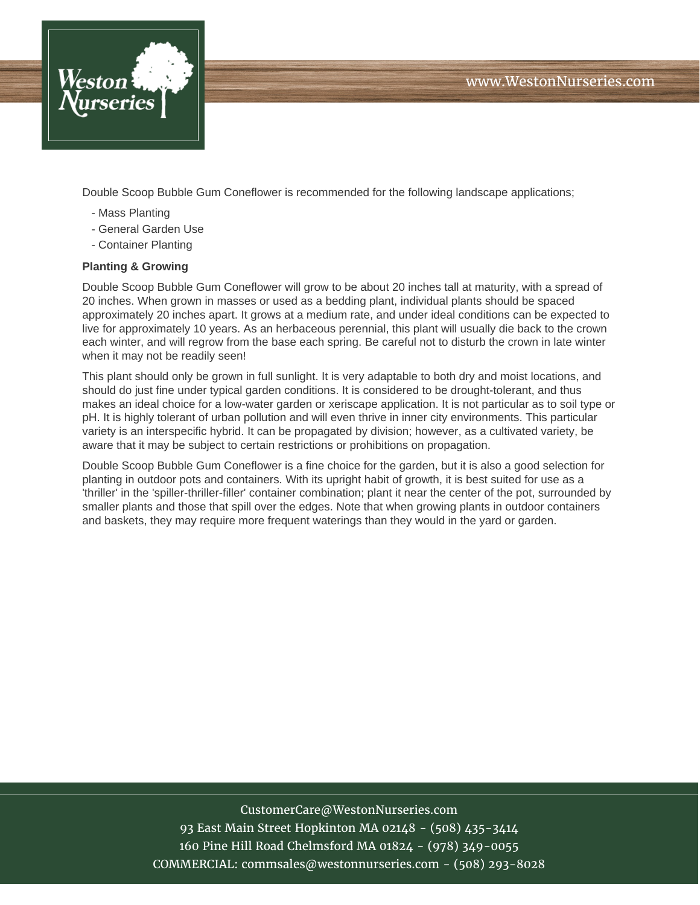Double Scoop Bubble Gum Coneflower is recommended for the following landscape applications;

- Mass Planting
- General Garden Use
- Container Planting

**Planting & Growing**

Double Scoop Bubble Gum Coneflower will grow to be about 20 inches tall at maturity, with a spread of 20 inches. When grown in masses or used as a bedding plant, individual plants should be spaced approximately 20 inches apart. It grows at a medium rate, and under ideal conditions can be expected to live for approximately 10 years. As an herbaceous perennial, this plant will usually die back to the crown each winter, and will regrow from the base each spring. Be careful not to disturb the crown in late winter when it may not be readily seen!

This plant should only be grown in full sunlight. It is very adaptable to both dry and moist locations, and should do just fine under typical garden conditions. It is considered to be drought-tolerant, and thus makes an ideal choice for a low-water garden or xeriscape application. It is not particular as to soil type or pH. It is highly tolerant of urban pollution and will even thrive in inner city environments. This particular variety is an interspecific hybrid. It can be propagated by division; however, as a cultivated variety, be aware that it may be subject to certain restrictions or prohibitions on propagation.

Double Scoop Bubble Gum Coneflower is a fine choice for the garden, but it is also a good selection for planting in outdoor pots and containers. With its upright habit of growth, it is best suited for use as a 'thriller' in the 'spiller-thriller-filler' container combination; plant it near the center of the pot, surrounded by smaller plants and those that spill over the edges. Note that when growing plants in outdoor containers and baskets, they may require more frequent waterings than they would in the yard or garden.